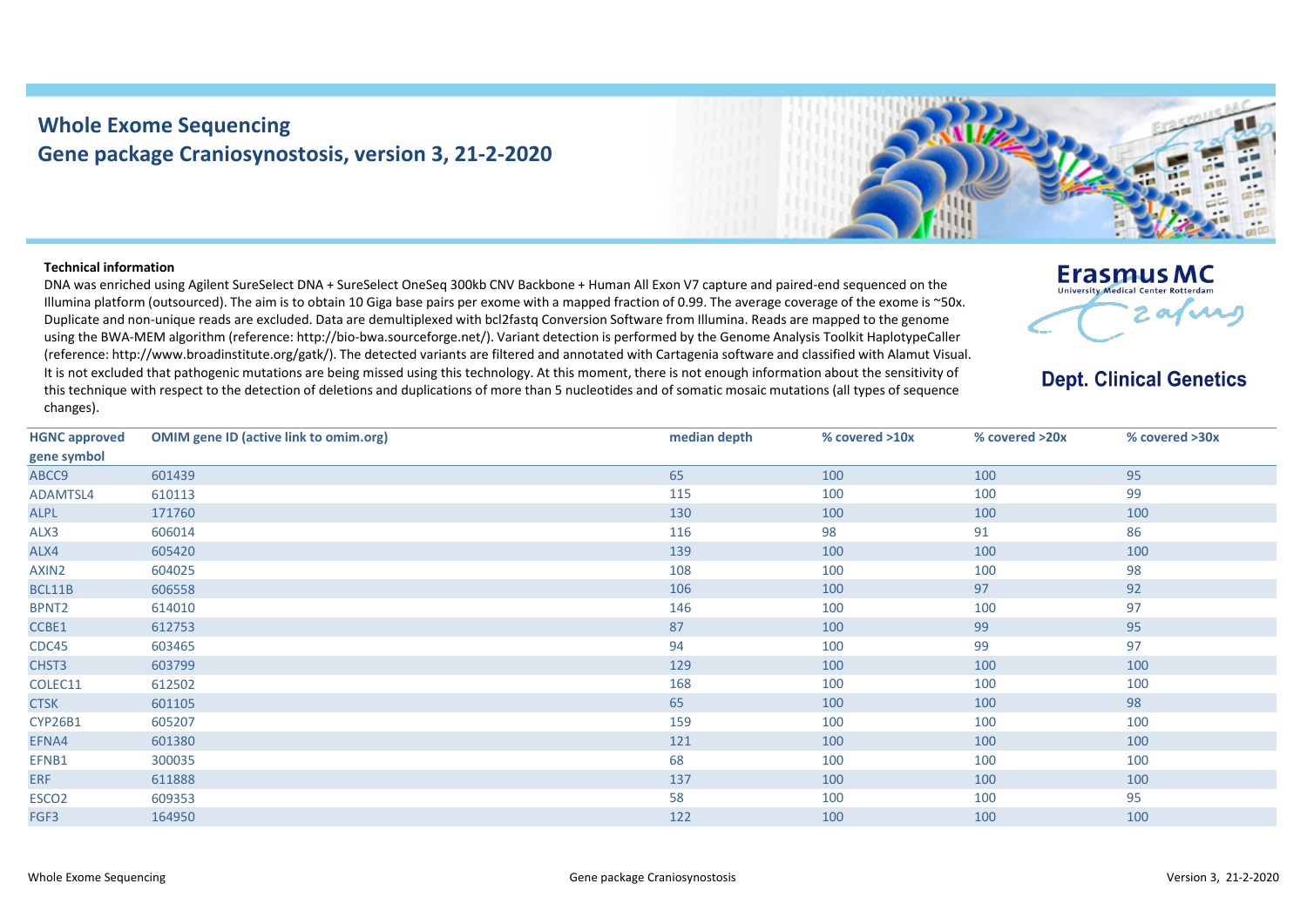# Whole Exome Sequencing

## Gene package Craniosynostosis, version 3, 21-2-2020

**Erasmus MC**
University Medical Center Rotterdam

**Dept. Clinical Genetics**

**Technical information**

DNA was enriched using Agilent SureSelect DNA + SureSelect OneSeq 300kb CNV Backbone + Human All Exon V7 capture and paired-end sequenced on the Illumina platform (outsourced). The aim is to obtain 10 Giga base pairs per exome with a mapped fraction of 0.99. The average coverage of the exome is ~50x. Duplicate and non-unique reads are excluded. Data are demultiplexed with bcl2fastq Conversion Software from Illumina. Reads are mapped to the genome using the BWA-MEM algorithm (reference: http://bio-bwa.sourceforge.net/). Variant detection is performed by the Genome Analysis Toolkit HaplotypeCaller (reference: http://www.broadinstitute.org/gatk/). The detected variants are filtered and annotated with Cartagenia software and classified with Alamut Visual. It is not excluded that pathogenic mutations are being missed using this technology. At this moment, there is not enough information about the sensitivity of this technique with respect to the detection of deletions and duplications of more than 5 nucleotides and of somatic mosaic mutations (all types of sequence changes).

| HGNC approved gene symbol | OMIM gene ID (active link to omim.org) | median depth | % covered >10x | % covered >20x | % covered >30x |
|---|---|---|---|---|---|
| ABCC9 | 601439 | 65 | 100 | 100 | 95 |
| ADAMTSL4 | 610113 | 115 | 100 | 100 | 99 |
| ALPL | 171760 | 130 | 100 | 100 | 100 |
| ALX3 | 606014 | 116 | 98 | 91 | 86 |
| ALX4 | 605420 | 139 | 100 | 100 | 100 |
| AXIN2 | 604025 | 108 | 100 | 100 | 98 |
| BCL11B | 606558 | 106 | 100 | 97 | 92 |
| BPNT2 | 614010 | 146 | 100 | 100 | 97 |
| CCBE1 | 612753 | 87 | 100 | 99 | 95 |
| CDC45 | 603465 | 94 | 100 | 99 | 97 |
| CHST3 | 603799 | 129 | 100 | 100 | 100 |
| COLEC11 | 612502 | 168 | 100 | 100 | 100 |
| CTSK | 601105 | 65 | 100 | 100 | 98 |
| CYP26B1 | 605207 | 159 | 100 | 100 | 100 |
| EFNA4 | 601380 | 121 | 100 | 100 | 100 |
| EFNB1 | 300035 | 68 | 100 | 100 | 100 |
| ERF | 611888 | 137 | 100 | 100 | 100 |
| ESCO2 | 609353 | 58 | 100 | 100 | 95 |
| FGF3 | 164950 | 122 | 100 | 100 | 100 |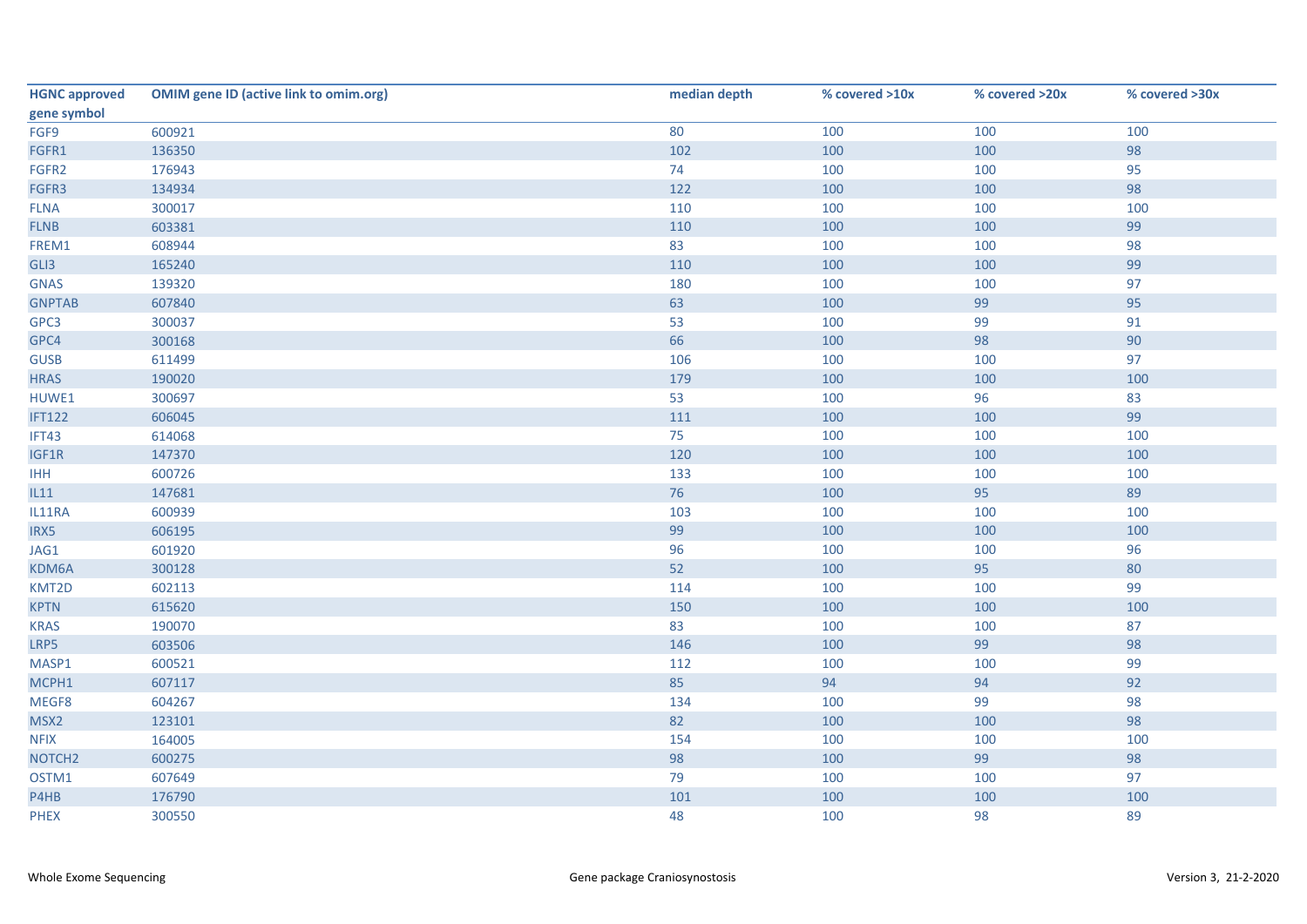| HGNC approved gene symbol | OMIM gene ID (active link to omim.org) | median depth | % covered >10x | % covered >20x | % covered >30x |
|---|---|---|---|---|---|
| FGF9 | 600921 | 80 | 100 | 100 | 100 |
| FGFR1 | 136350 | 102 | 100 | 100 | 98 |
| FGFR2 | 176943 | 74 | 100 | 100 | 95 |
| FGFR3 | 134934 | 122 | 100 | 100 | 98 |
| FLNA | 300017 | 110 | 100 | 100 | 100 |
| FLNB | 603381 | 110 | 100 | 100 | 99 |
| FREM1 | 608944 | 83 | 100 | 100 | 98 |
| GLI3 | 165240 | 110 | 100 | 100 | 99 |
| GNAS | 139320 | 180 | 100 | 100 | 97 |
| GNPTAB | 607840 | 63 | 100 | 99 | 95 |
| GPC3 | 300037 | 53 | 100 | 99 | 91 |
| GPC4 | 300168 | 66 | 100 | 98 | 90 |
| GUSB | 611499 | 106 | 100 | 100 | 97 |
| HRAS | 190020 | 179 | 100 | 100 | 100 |
| HUWE1 | 300697 | 53 | 100 | 96 | 83 |
| IFT122 | 606045 | 111 | 100 | 100 | 99 |
| IFT43 | 614068 | 75 | 100 | 100 | 100 |
| IGF1R | 147370 | 120 | 100 | 100 | 100 |
| IHH | 600726 | 133 | 100 | 100 | 100 |
| IL11 | 147681 | 76 | 100 | 95 | 89 |
| IL11RA | 600939 | 103 | 100 | 100 | 100 |
| IRX5 | 606195 | 99 | 100 | 100 | 100 |
| JAG1 | 601920 | 96 | 100 | 100 | 96 |
| KDM6A | 300128 | 52 | 100 | 95 | 80 |
| KMT2D | 602113 | 114 | 100 | 100 | 99 |
| KPTN | 615620 | 150 | 100 | 100 | 100 |
| KRAS | 190070 | 83 | 100 | 100 | 87 |
| LRP5 | 603506 | 146 | 100 | 99 | 98 |
| MASP1 | 600521 | 112 | 100 | 100 | 99 |
| MCPH1 | 607117 | 85 | 94 | 94 | 92 |
| MEGF8 | 604267 | 134 | 100 | 99 | 98 |
| MSX2 | 123101 | 82 | 100 | 100 | 98 |
| NFIX | 164005 | 154 | 100 | 100 | 100 |
| NOTCH2 | 600275 | 98 | 100 | 99 | 98 |
| OSTM1 | 607649 | 79 | 100 | 100 | 97 |
| P4HB | 176790 | 101 | 100 | 100 | 100 |
| PHEX | 300550 | 48 | 100 | 98 | 89 |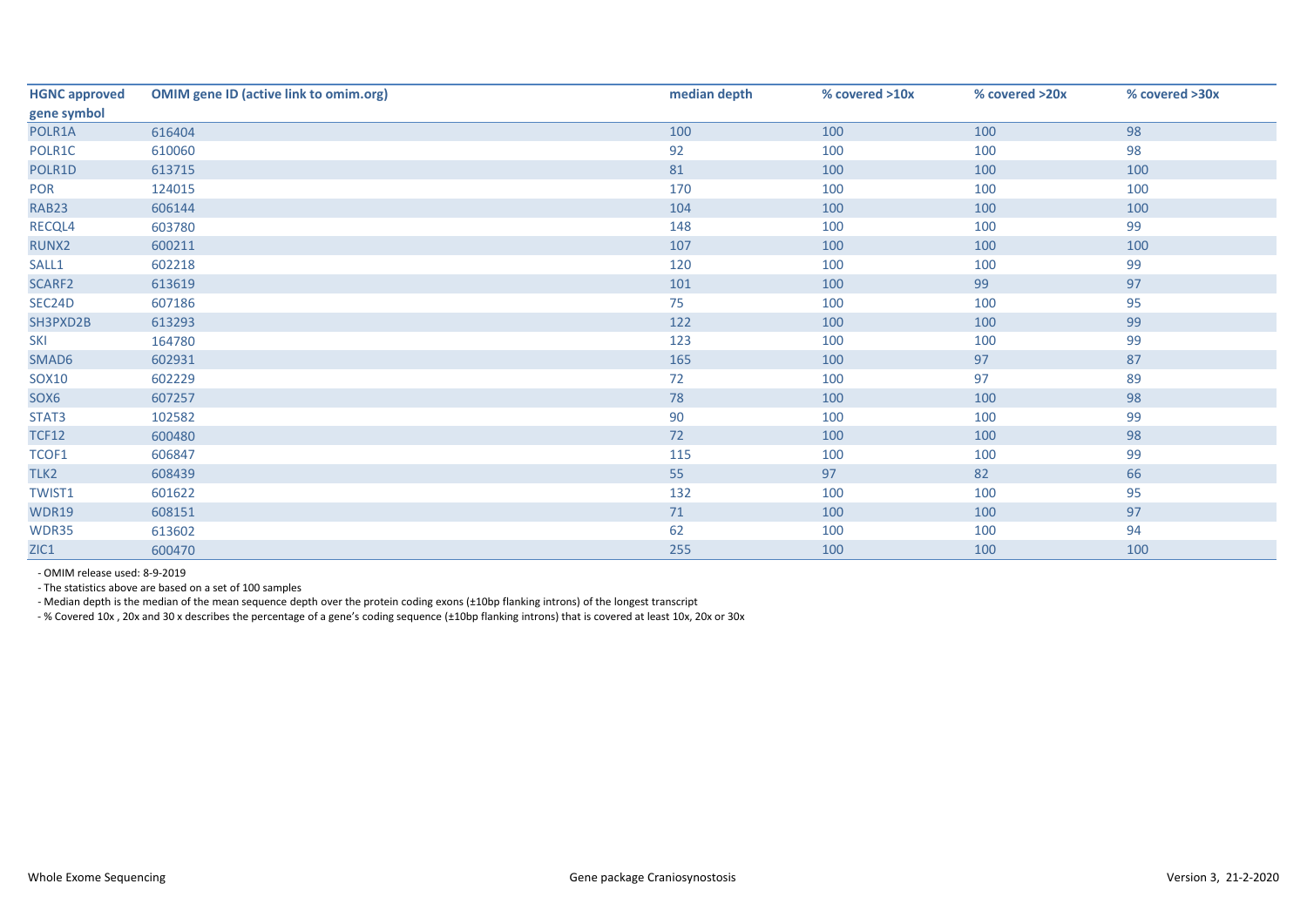| HGNC approved gene symbol | OMIM gene ID (active link to omim.org) | median depth | % covered >10x | % covered >20x | % covered >30x |
|---|---|---|---|---|---|
| POLR1A | 616404 | 100 | 100 | 100 | 98 |
| POLR1C | 610060 | 92 | 100 | 100 | 98 |
| POLR1D | 613715 | 81 | 100 | 100 | 100 |
| POR | 124015 | 170 | 100 | 100 | 100 |
| RAB23 | 606144 | 104 | 100 | 100 | 100 |
| RECQL4 | 603780 | 148 | 100 | 100 | 99 |
| RUNX2 | 600211 | 107 | 100 | 100 | 100 |
| SALL1 | 602218 | 120 | 100 | 100 | 99 |
| SCARF2 | 613619 | 101 | 100 | 99 | 97 |
| SEC24D | 607186 | 75 | 100 | 100 | 95 |
| SH3PXD2B | 613293 | 122 | 100 | 100 | 99 |
| SKI | 164780 | 123 | 100 | 100 | 99 |
| SMAD6 | 602931 | 165 | 100 | 97 | 87 |
| SOX10 | 602229 | 72 | 100 | 97 | 89 |
| SOX6 | 607257 | 78 | 100 | 100 | 98 |
| STAT3 | 102582 | 90 | 100 | 100 | 99 |
| TCF12 | 600480 | 72 | 100 | 100 | 98 |
| TCOF1 | 606847 | 115 | 100 | 100 | 99 |
| TLK2 | 608439 | 55 | 97 | 82 | 66 |
| TWIST1 | 601622 | 132 | 100 | 100 | 95 |
| WDR19 | 608151 | 71 | 100 | 100 | 97 |
| WDR35 | 613602 | 62 | 100 | 100 | 94 |
| ZIC1 | 600470 | 255 | 100 | 100 | 100 |

- OMIM release used: 8-9-2019
- The statistics above are based on a set of 100 samples
- Median depth is the median of the mean sequence depth over the protein coding exons (±10bp flanking introns) of the longest transcript
- % Covered 10x , 20x and 30 x describes the percentage of a gene's coding sequence (±10bp flanking introns) that is covered at least 10x, 20x or 30x